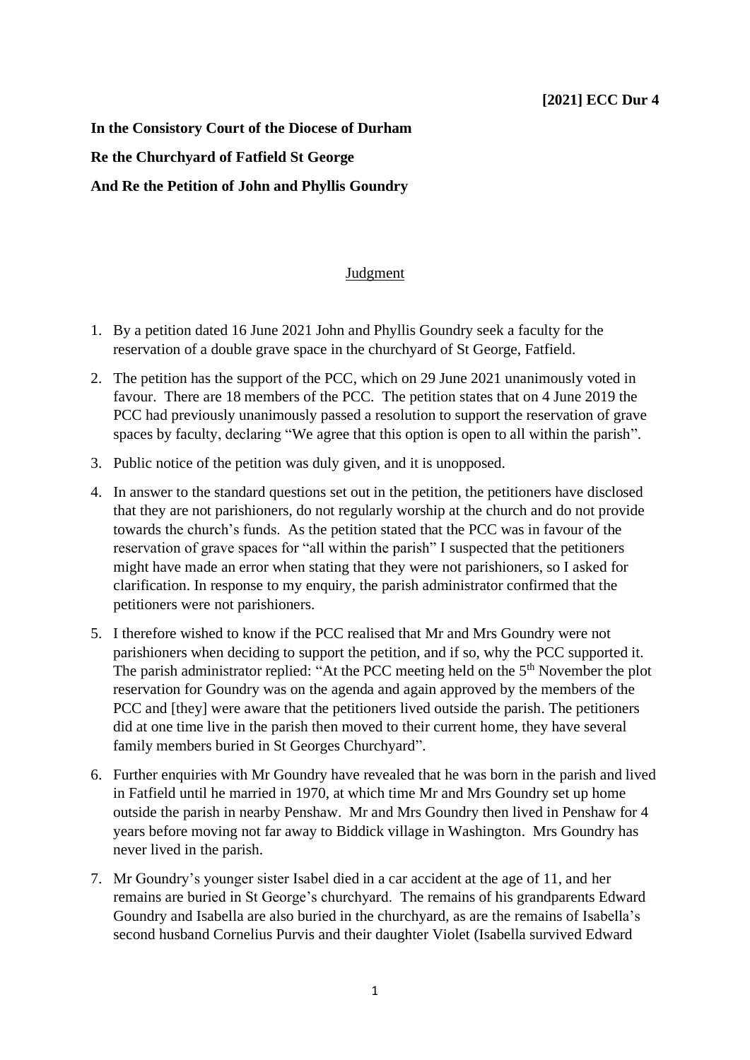**[2021] ECC Dur 4**

**In the Consistory Court of the Diocese of Durham**

**Re the Churchyard of Fatfield St George**

**And Re the Petition of John and Phyllis Goundry**

Judgment

1. By a petition dated 16 June 2021 John and Phyllis Goundry seek a faculty for the reservation of a double grave space in the churchyard of St George, Fatfield.

2. The petition has the support of the PCC, which on 29 June 2021 unanimously voted in favour. There are 18 members of the PCC. The petition states that on 4 June 2019 the PCC had previously unanimously passed a resolution to support the reservation of grave spaces by faculty, declaring "We agree that this option is open to all within the parish".

3. Public notice of the petition was duly given, and it is unopposed.

4. In answer to the standard questions set out in the petition, the petitioners have disclosed that they are not parishioners, do not regularly worship at the church and do not provide towards the church's funds. As the petition stated that the PCC was in favour of the reservation of grave spaces for "all within the parish" I suspected that the petitioners might have made an error when stating that they were not parishioners, so I asked for clarification. In response to my enquiry, the parish administrator confirmed that the petitioners were not parishioners.

5. I therefore wished to know if the PCC realised that Mr and Mrs Goundry were not parishioners when deciding to support the petition, and if so, why the PCC supported it. The parish administrator replied: "At the PCC meeting held on the 5th November the plot reservation for Goundry was on the agenda and again approved by the members of the PCC and [they] were aware that the petitioners lived outside the parish. The petitioners did at one time live in the parish then moved to their current home, they have several family members buried in St Georges Churchyard".

6. Further enquiries with Mr Goundry have revealed that he was born in the parish and lived in Fatfield until he married in 1970, at which time Mr and Mrs Goundry set up home outside the parish in nearby Penshaw. Mr and Mrs Goundry then lived in Penshaw for 4 years before moving not far away to Biddick village in Washington. Mrs Goundry has never lived in the parish.

7. Mr Goundry's younger sister Isabel died in a car accident at the age of 11, and her remains are buried in St George's churchyard. The remains of his grandparents Edward Goundry and Isabella are also buried in the churchyard, as are the remains of Isabella's second husband Cornelius Purvis and their daughter Violet (Isabella survived Edward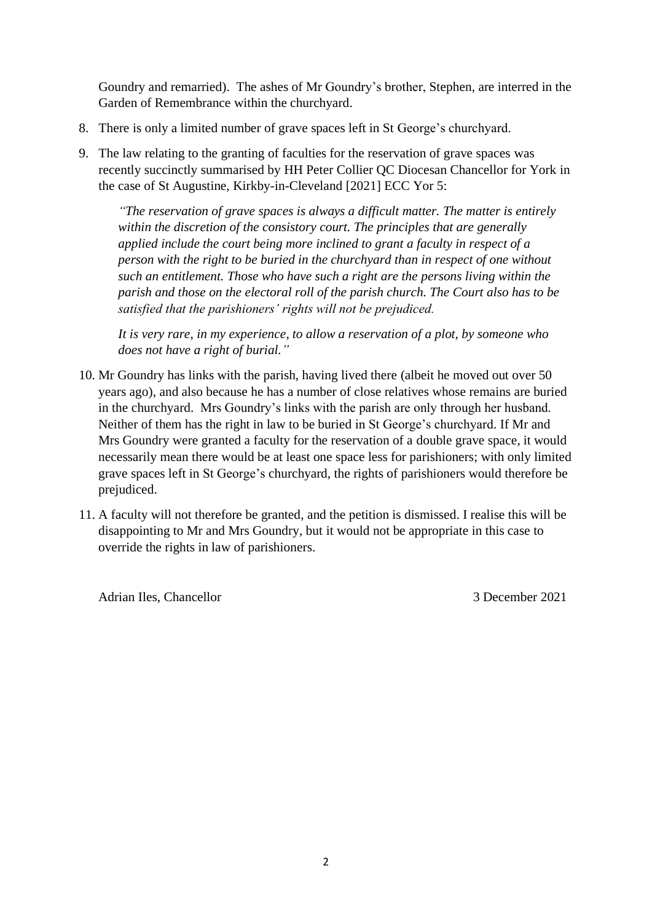Goundry and remarried). The ashes of Mr Goundry's brother, Stephen, are interred in the Garden of Remembrance within the churchyard.

8. There is only a limited number of grave spaces left in St George's churchyard.

9. The law relating to the granting of faculties for the reservation of grave spaces was recently succinctly summarised by HH Peter Collier QC Diocesan Chancellor for York in the case of St Augustine, Kirkby-in-Cleveland [2021] ECC Yor 5:

   *"The reservation of grave spaces is always a difficult matter. The matter is entirely within the discretion of the consistory court. The principles that are generally applied include the court being more inclined to grant a faculty in respect of a person with the right to be buried in the churchyard than in respect of one without such an entitlement. Those who have such a right are the persons living within the parish and those on the electoral roll of the parish church. The Court also has to be satisfied that the parishioners' rights will not be prejudiced.*

   *It is very rare, in my experience, to allow a reservation of a plot, by someone who does not have a right of burial."*

10. Mr Goundry has links with the parish, having lived there (albeit he moved out over 50 years ago), and also because he has a number of close relatives whose remains are buried in the churchyard. Mrs Goundry's links with the parish are only through her husband. Neither of them has the right in law to be buried in St George's churchyard. If Mr and Mrs Goundry were granted a faculty for the reservation of a double grave space, it would necessarily mean there would be at least one space less for parishioners; with only limited grave spaces left in St George's churchyard, the rights of parishioners would therefore be prejudiced.

11. A faculty will not therefore be granted, and the petition is dismissed. I realise this will be disappointing to Mr and Mrs Goundry, but it would not be appropriate in this case to override the rights in law of parishioners.

Adrian Iles, Chancellor 3 December 2021